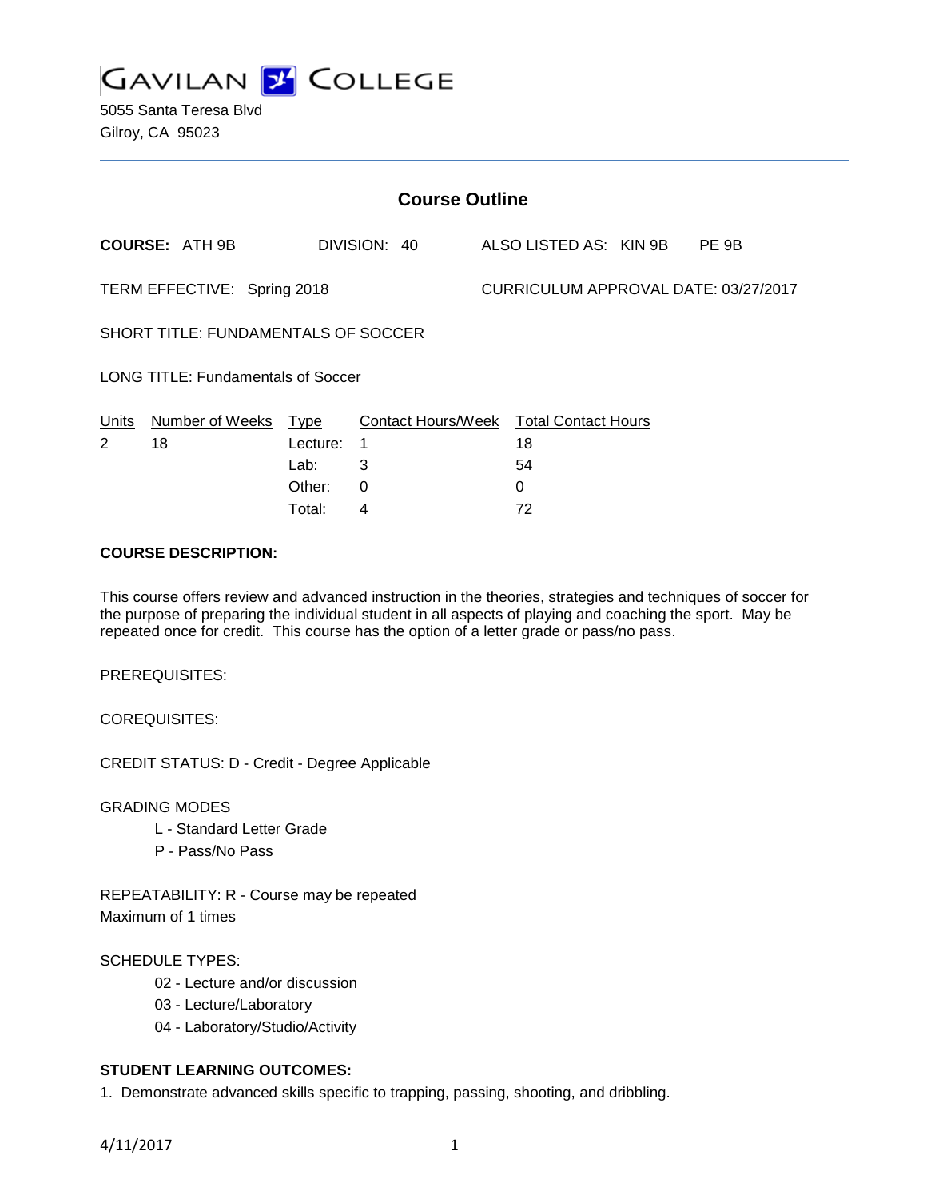# GAVILAN COLLEGE

5055 Santa Teresa Blvd
Gilroy, CA 95023

## Course Outline

**COURSE:** ATH 9B    DIVISION: 40    ALSO LISTED AS: KIN 9B    PE 9B

TERM EFFECTIVE: Spring 2018    CURRICULUM APPROVAL DATE: 03/27/2017

SHORT TITLE: FUNDAMENTALS OF SOCCER

LONG TITLE: Fundamentals of Soccer

| Units | Number of Weeks | Type | Contact Hours/Week | Total Contact Hours |
|---|---|---|---|---|
| 2 | 18 | Lecture: | 1 | 18 |
| | | Lab: | 3 | 54 |
| | | Other: | 0 | 0 |
| | | Total: | 4 | 72 |

**COURSE DESCRIPTION:**

This course offers review and advanced instruction in the theories, strategies and techniques of soccer for the purpose of preparing the individual student in all aspects of playing and coaching the sport. May be repeated once for credit. This course has the option of a letter grade or pass/no pass.

PREREQUISITES:

COREQUISITES:

CREDIT STATUS: D - Credit - Degree Applicable

GRADING MODES

- L - Standard Letter Grade
- P - Pass/No Pass

REPEATABILITY: R - Course may be repeated
Maximum of 1 times

SCHEDULE TYPES:

- 02 - Lecture and/or discussion
- 03 - Lecture/Laboratory
- 04 - Laboratory/Studio/Activity

**STUDENT LEARNING OUTCOMES:**

1. Demonstrate advanced skills specific to trapping, passing, shooting, and dribbling.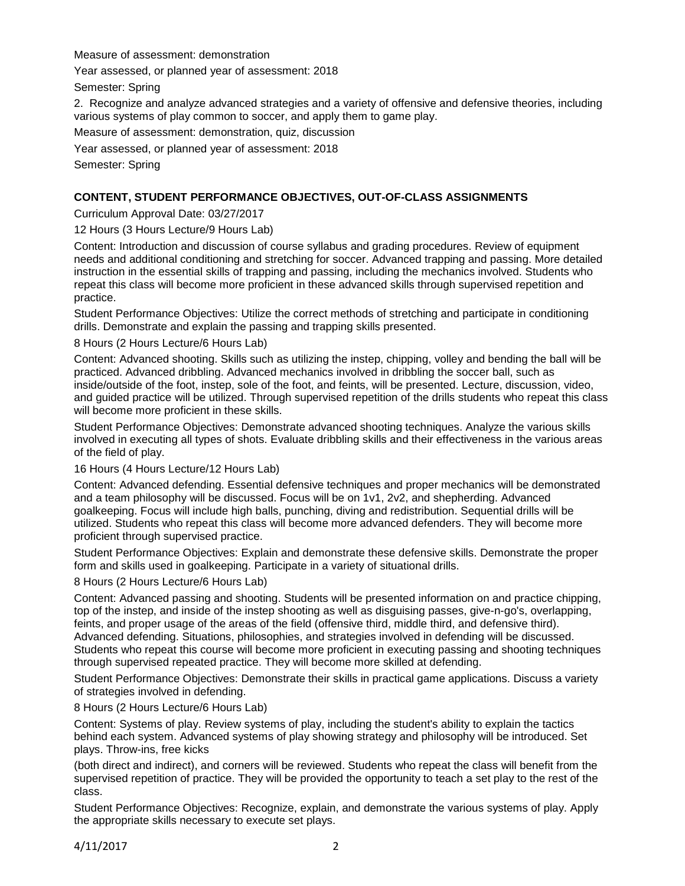Measure of assessment: demonstration

Year assessed, or planned year of assessment: 2018

Semester: Spring

2. Recognize and analyze advanced strategies and a variety of offensive and defensive theories, including various systems of play common to soccer, and apply them to game play.

Measure of assessment: demonstration, quiz, discussion

Year assessed, or planned year of assessment: 2018

Semester: Spring

## CONTENT, STUDENT PERFORMANCE OBJECTIVES, OUT-OF-CLASS ASSIGNMENTS

Curriculum Approval Date: 03/27/2017

12 Hours (3 Hours Lecture/9 Hours Lab)

Content: Introduction and discussion of course syllabus and grading procedures. Review of equipment needs and additional conditioning and stretching for soccer. Advanced trapping and passing. More detailed instruction in the essential skills of trapping and passing, including the mechanics involved. Students who repeat this class will become more proficient in these advanced skills through supervised repetition and practice.

Student Performance Objectives: Utilize the correct methods of stretching and participate in conditioning drills. Demonstrate and explain the passing and trapping skills presented.

8 Hours (2 Hours Lecture/6 Hours Lab)

Content: Advanced shooting. Skills such as utilizing the instep, chipping, volley and bending the ball will be practiced. Advanced dribbling. Advanced mechanics involved in dribbling the soccer ball, such as inside/outside of the foot, instep, sole of the foot, and feints, will be presented. Lecture, discussion, video, and guided practice will be utilized. Through supervised repetition of the drills students who repeat this class will become more proficient in these skills.

Student Performance Objectives: Demonstrate advanced shooting techniques. Analyze the various skills involved in executing all types of shots. Evaluate dribbling skills and their effectiveness in the various areas of the field of play.

16 Hours (4 Hours Lecture/12 Hours Lab)

Content: Advanced defending. Essential defensive techniques and proper mechanics will be demonstrated and a team philosophy will be discussed. Focus will be on 1v1, 2v2, and shepherding. Advanced goalkeeping. Focus will include high balls, punching, diving and redistribution. Sequential drills will be utilized. Students who repeat this class will become more advanced defenders. They will become more proficient through supervised practice.

Student Performance Objectives: Explain and demonstrate these defensive skills. Demonstrate the proper form and skills used in goalkeeping. Participate in a variety of situational drills.

8 Hours (2 Hours Lecture/6 Hours Lab)

Content: Advanced passing and shooting. Students will be presented information on and practice chipping, top of the instep, and inside of the instep shooting as well as disguising passes, give-n-go's, overlapping, feints, and proper usage of the areas of the field (offensive third, middle third, and defensive third). Advanced defending. Situations, philosophies, and strategies involved in defending will be discussed. Students who repeat this course will become more proficient in executing passing and shooting techniques through supervised repeated practice. They will become more skilled at defending.

Student Performance Objectives: Demonstrate their skills in practical game applications. Discuss a variety of strategies involved in defending.

8 Hours (2 Hours Lecture/6 Hours Lab)

Content: Systems of play. Review systems of play, including the student's ability to explain the tactics behind each system. Advanced systems of play showing strategy and philosophy will be introduced. Set plays. Throw-ins, free kicks (both direct and indirect), and corners will be reviewed. Students who repeat the class will benefit from the supervised repetition of practice. They will be provided the opportunity to teach a set play to the rest of the class.

Student Performance Objectives: Recognize, explain, and demonstrate the various systems of play. Apply the appropriate skills necessary to execute set plays.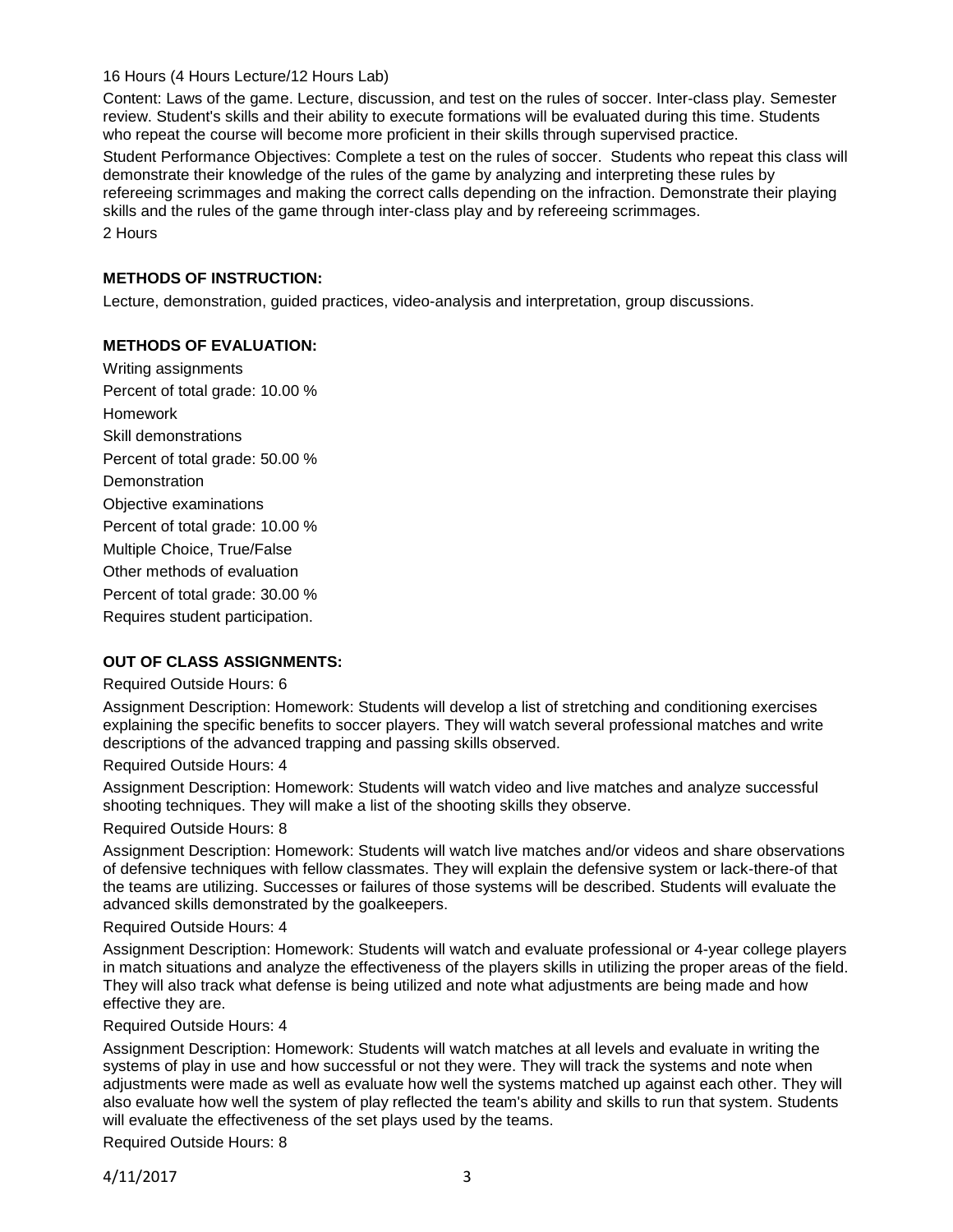16 Hours (4 Hours Lecture/12 Hours Lab)

Content: Laws of the game. Lecture, discussion, and test on the rules of soccer. Inter-class play. Semester review. Student's skills and their ability to execute formations will be evaluated during this time. Students who repeat the course will become more proficient in their skills through supervised practice.

Student Performance Objectives: Complete a test on the rules of soccer. Students who repeat this class will demonstrate their knowledge of the rules of the game by analyzing and interpreting these rules by refereeing scrimmages and making the correct calls depending on the infraction. Demonstrate their playing skills and the rules of the game through inter-class play and by refereeing scrimmages.

2 Hours

## METHODS OF INSTRUCTION:

Lecture, demonstration, guided practices, video-analysis and interpretation, group discussions.

## METHODS OF EVALUATION:

Writing assignments

Percent of total grade: 10.00 %

Homework

Skill demonstrations

Percent of total grade: 50.00 %

Demonstration

Objective examinations

Percent of total grade: 10.00 %

Multiple Choice, True/False

Other methods of evaluation

Percent of total grade: 30.00 %

Requires student participation.

## OUT OF CLASS ASSIGNMENTS:

Required Outside Hours: 6

Assignment Description: Homework: Students will develop a list of stretching and conditioning exercises explaining the specific benefits to soccer players. They will watch several professional matches and write descriptions of the advanced trapping and passing skills observed.

Required Outside Hours: 4

Assignment Description: Homework: Students will watch video and live matches and analyze successful shooting techniques. They will make a list of the shooting skills they observe.

Required Outside Hours: 8

Assignment Description: Homework: Students will watch live matches and/or videos and share observations of defensive techniques with fellow classmates. They will explain the defensive system or lack-there-of that the teams are utilizing. Successes or failures of those systems will be described. Students will evaluate the advanced skills demonstrated by the goalkeepers.

Required Outside Hours: 4

Assignment Description: Homework: Students will watch and evaluate professional or 4-year college players in match situations and analyze the effectiveness of the players skills in utilizing the proper areas of the field. They will also track what defense is being utilized and note what adjustments are being made and how effective they are.

Required Outside Hours: 4

Assignment Description: Homework: Students will watch matches at all levels and evaluate in writing the systems of play in use and how successful or not they were. They will track the systems and note when adjustments were made as well as evaluate how well the systems matched up against each other. They will also evaluate how well the system of play reflected the team's ability and skills to run that system. Students will evaluate the effectiveness of the set plays used by the teams.

Required Outside Hours: 8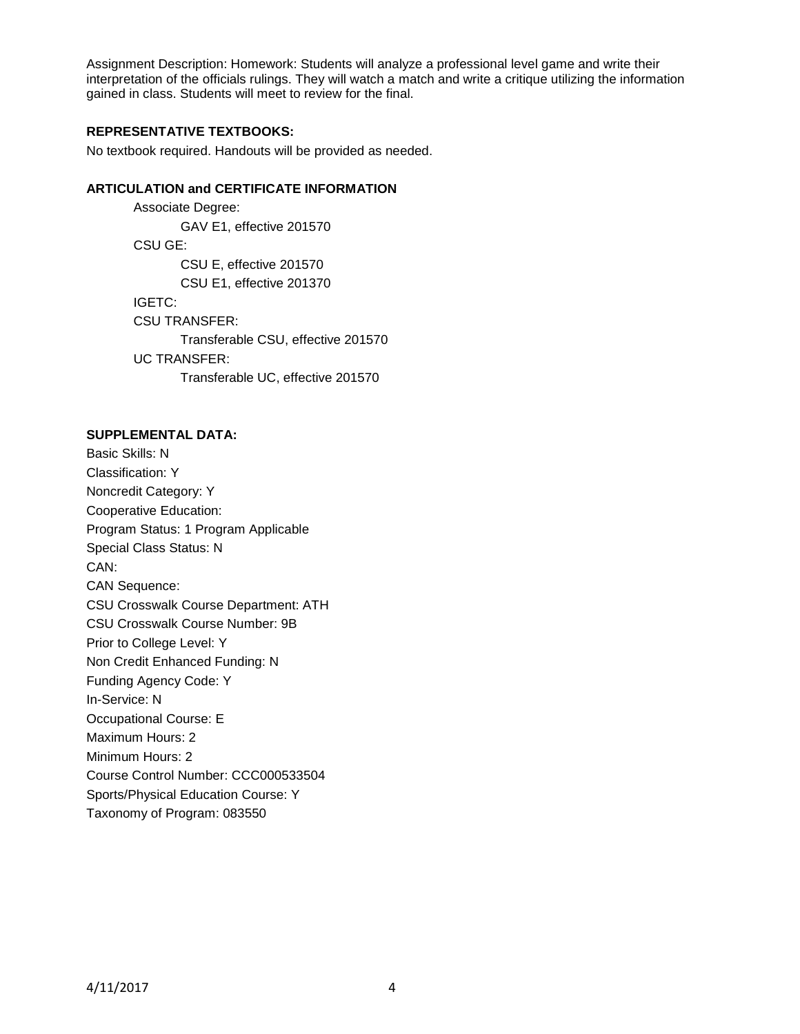Assignment Description: Homework: Students will analyze a professional level game and write their interpretation of the officials rulings. They will watch a match and write a critique utilizing the information gained in class. Students will meet to review for the final.

**REPRESENTATIVE TEXTBOOKS:**

No textbook required. Handouts will be provided as needed.

**ARTICULATION and CERTIFICATE INFORMATION**

- Associate Degree:
  - GAV E1, effective 201570
- CSU GE:
  - CSU E, effective 201570
  - CSU E1, effective 201370
- IGETC:
- CSU TRANSFER:
  - Transferable CSU, effective 201570
- UC TRANSFER:
  - Transferable UC, effective 201570

**SUPPLEMENTAL DATA:**

Basic Skills: N
Classification: Y
Noncredit Category: Y
Cooperative Education:
Program Status: 1 Program Applicable
Special Class Status: N
CAN:
CAN Sequence:
CSU Crosswalk Course Department: ATH
CSU Crosswalk Course Number: 9B
Prior to College Level: Y
Non Credit Enhanced Funding: N
Funding Agency Code: Y
In-Service: N
Occupational Course: E
Maximum Hours: 2
Minimum Hours: 2
Course Control Number: CCC000533504
Sports/Physical Education Course: Y
Taxonomy of Program: 083550